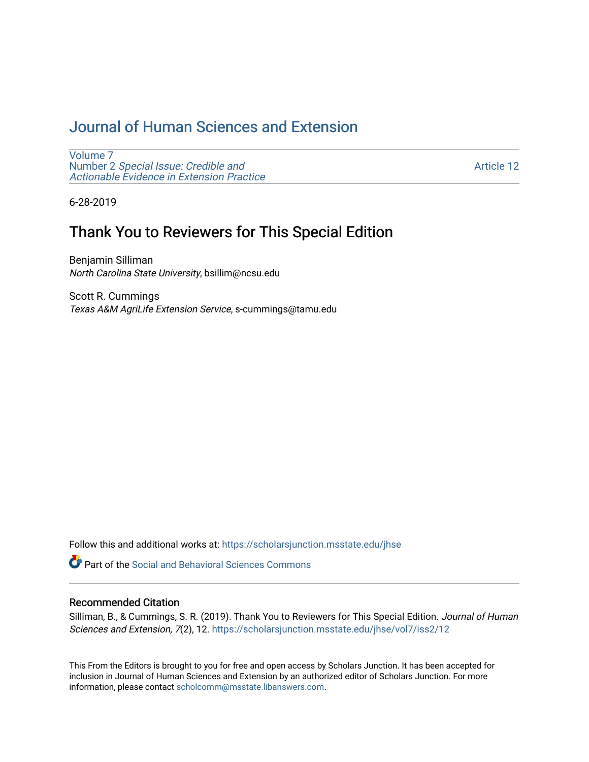# Journal of Human Sciences and Extension

Volume 7
Number 2 *Special Issue: Credible and Actionable Evidence in Extension Practice*

Article 12

6-28-2019

## Thank You to Reviewers for This Special Edition

Benjamin Silliman
*North Carolina State University*, bsillim@ncsu.edu

Scott R. Cummings
*Texas A&M AgriLife Extension Service*, s-cummings@tamu.edu

Follow this and additional works at: https://scholarsjunction.msstate.edu/jhse

Part of the Social and Behavioral Sciences Commons

### Recommended Citation

Silliman, B., & Cummings, S. R. (2019). Thank You to Reviewers for This Special Edition. *Journal of Human Sciences and Extension, 7*(2), 12. https://scholarsjunction.msstate.edu/jhse/vol7/iss2/12

This From the Editors is brought to you for free and open access by Scholars Junction. It has been accepted for inclusion in Journal of Human Sciences and Extension by an authorized editor of Scholars Junction. For more information, please contact scholcomm@msstate.libanswers.com.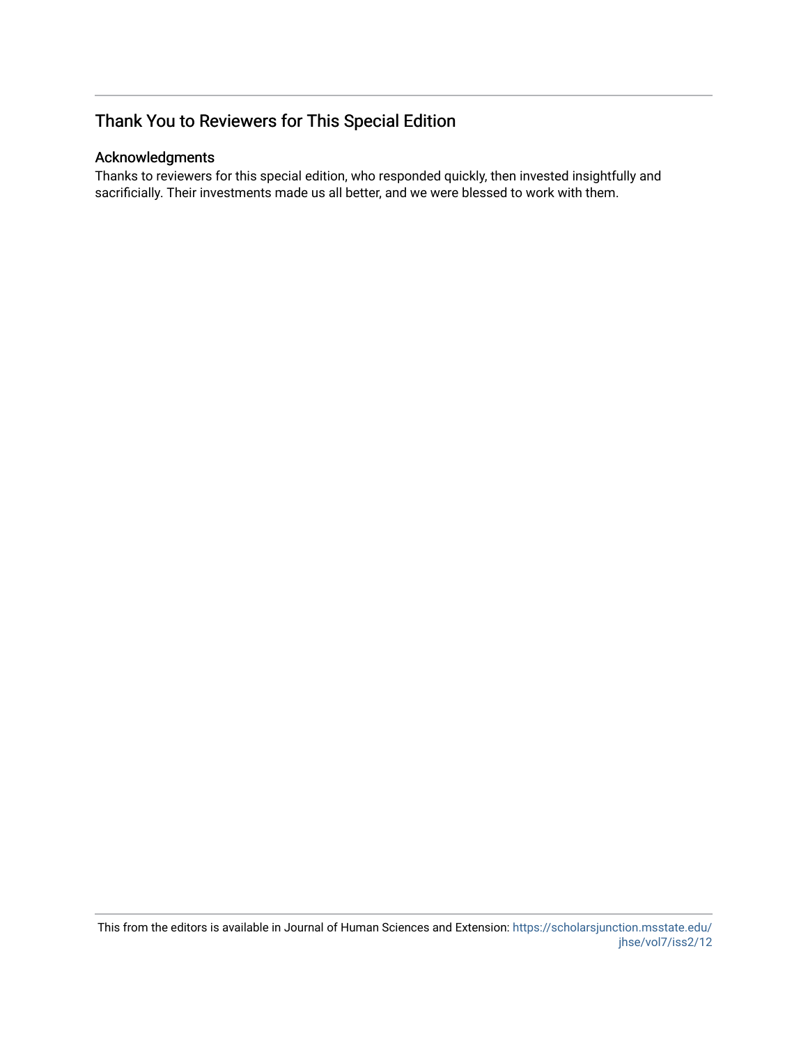# Thank You to Reviewers for This Special Edition

## Acknowledgments

Thanks to reviewers for this special edition, who responded quickly, then invested insightfully and sacrificially. Their investments made us all better, and we were blessed to work with them.

This from the editors is available in Journal of Human Sciences and Extension: https://scholarsjunction.msstate.edu/jhse/vol7/iss2/12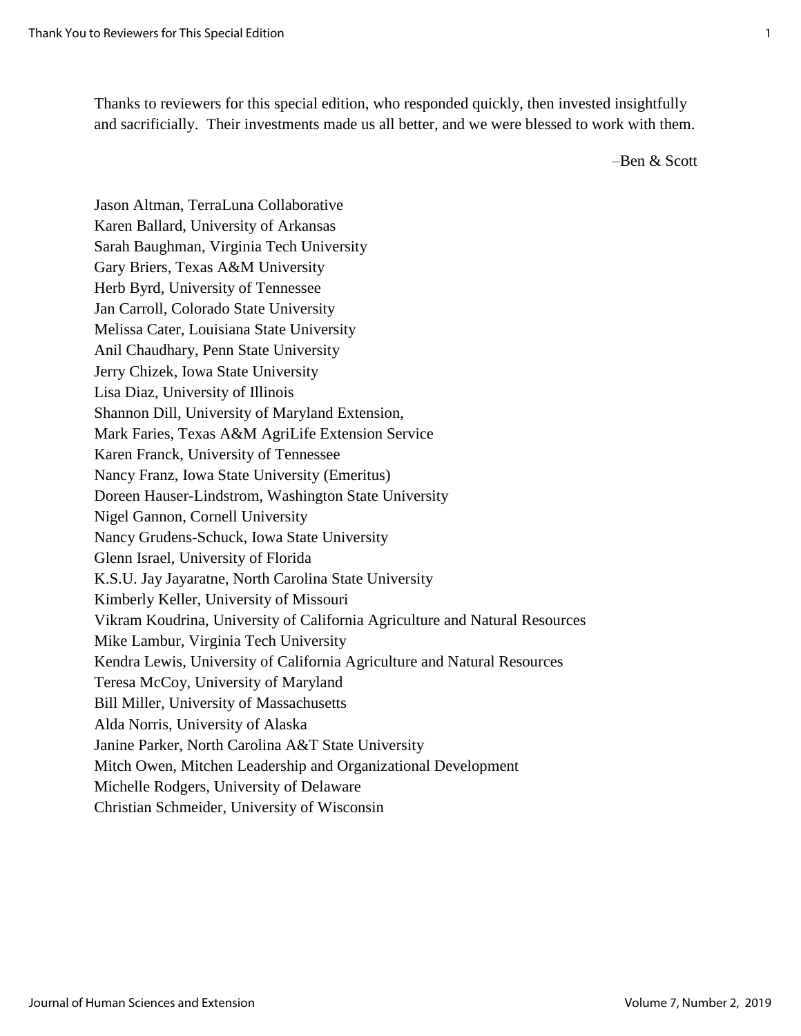Thanks to reviewers for this special edition, who responded quickly, then invested insightfully and sacrificially. Their investments made us all better, and we were blessed to work with them.

–Ben & Scott

Jason Altman, TerraLuna Collaborative
Karen Ballard, University of Arkansas
Sarah Baughman, Virginia Tech University
Gary Briers, Texas A&M University
Herb Byrd, University of Tennessee
Jan Carroll, Colorado State University
Melissa Cater, Louisiana State University
Anil Chaudhary, Penn State University
Jerry Chizek, Iowa State University
Lisa Diaz, University of Illinois
Shannon Dill, University of Maryland Extension,
Mark Faries, Texas A&M AgriLife Extension Service
Karen Franck, University of Tennessee
Nancy Franz, Iowa State University (Emeritus)
Doreen Hauser-Lindstrom, Washington State University
Nigel Gannon, Cornell University
Nancy Grudens-Schuck, Iowa State University
Glenn Israel, University of Florida
K.S.U. Jay Jayaratne, North Carolina State University
Kimberly Keller, University of Missouri
Vikram Koudrina, University of California Agriculture and Natural Resources
Mike Lambur, Virginia Tech University
Kendra Lewis, University of California Agriculture and Natural Resources
Teresa McCoy, University of Maryland
Bill Miller, University of Massachusetts
Alda Norris, University of Alaska
Janine Parker, North Carolina A&T State University
Mitch Owen, Mitchen Leadership and Organizational Development
Michelle Rodgers, University of Delaware
Christian Schmeider, University of Wisconsin